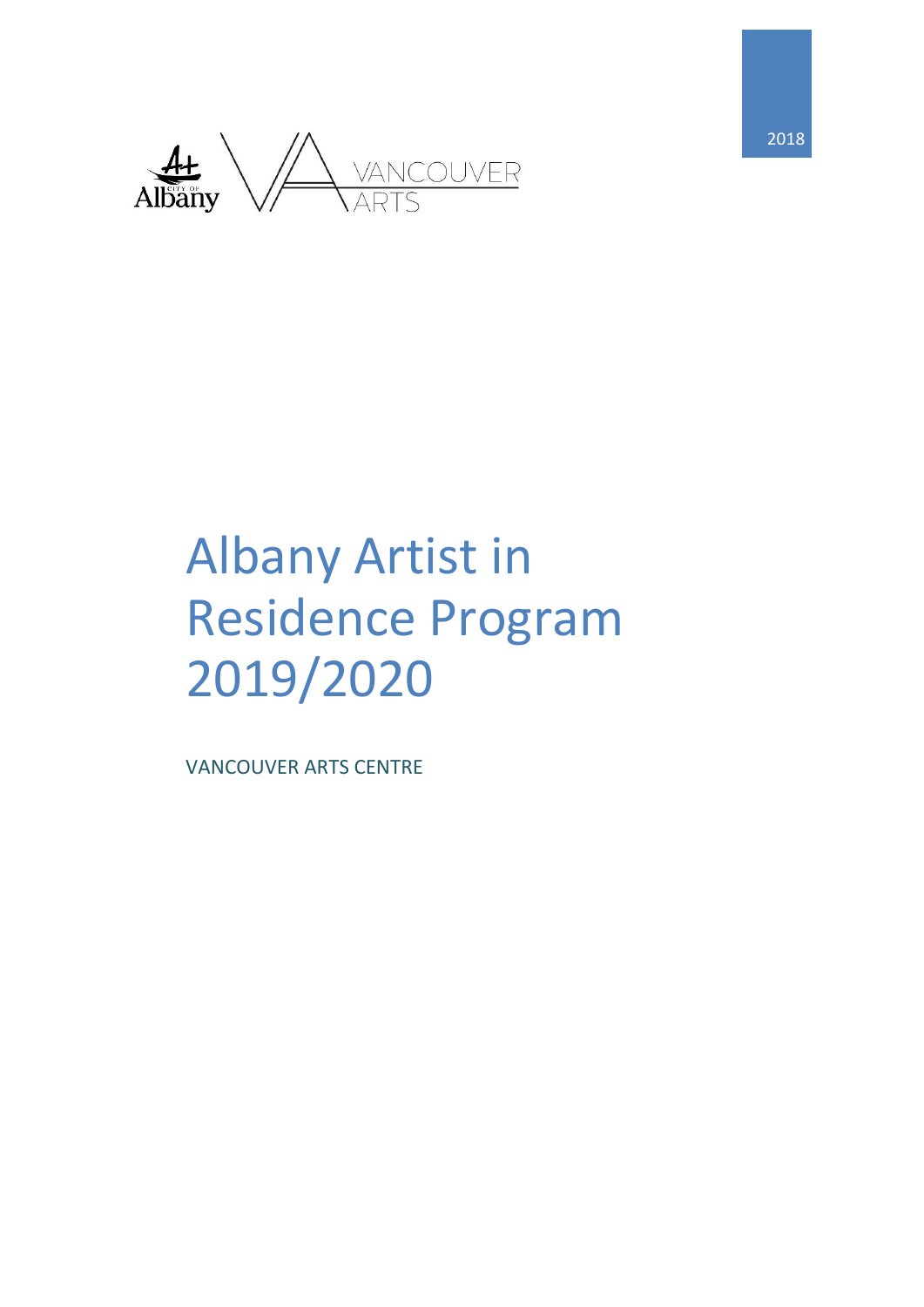2018

# Albany Artist in Residence Program 2019/2020

VANCOUVER ARTS CENTRE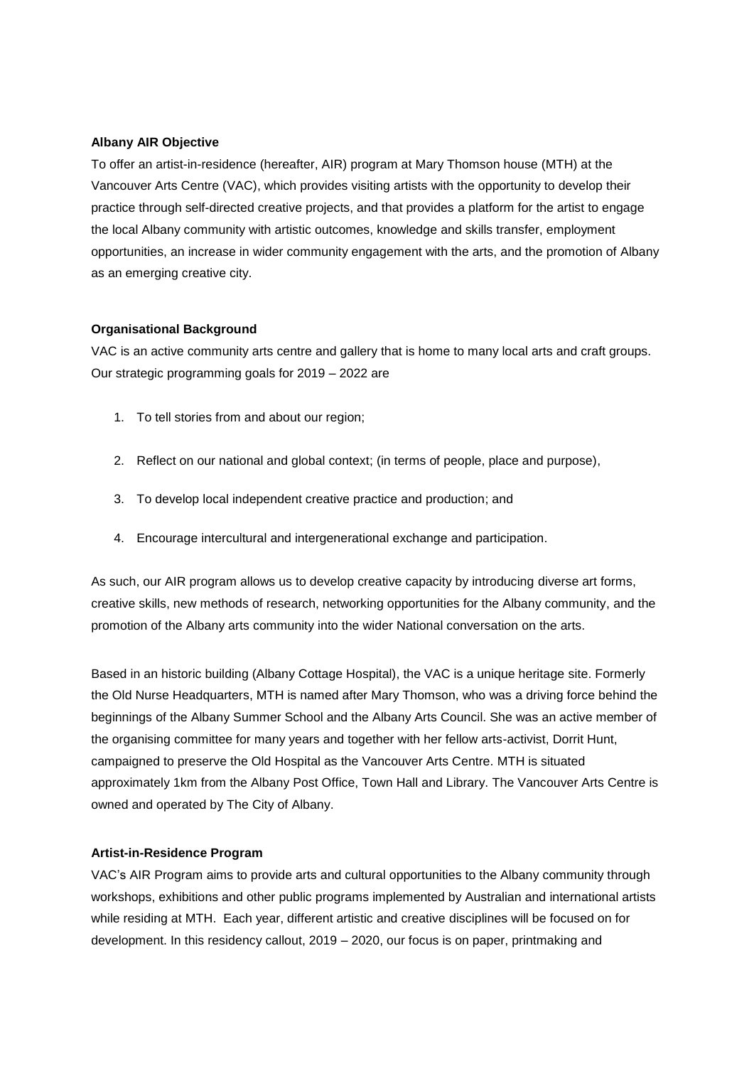**Albany AIR Objective**

To offer an artist-in-residence (hereafter, AIR) program at Mary Thomson house (MTH) at the Vancouver Arts Centre (VAC), which provides visiting artists with the opportunity to develop their practice through self-directed creative projects, and that provides a platform for the artist to engage the local Albany community with artistic outcomes, knowledge and skills transfer, employment opportunities, an increase in wider community engagement with the arts, and the promotion of Albany as an emerging creative city.

**Organisational Background**

VAC is an active community arts centre and gallery that is home to many local arts and craft groups. Our strategic programming goals for 2019 – 2022 are

1. To tell stories from and about our region;
2. Reflect on our national and global context; (in terms of people, place and purpose),
3. To develop local independent creative practice and production; and
4. Encourage intercultural and intergenerational exchange and participation.

As such, our AIR program allows us to develop creative capacity by introducing diverse art forms, creative skills, new methods of research, networking opportunities for the Albany community, and the promotion of the Albany arts community into the wider National conversation on the arts.

Based in an historic building (Albany Cottage Hospital), the VAC is a unique heritage site. Formerly the Old Nurse Headquarters, MTH is named after Mary Thomson, who was a driving force behind the beginnings of the Albany Summer School and the Albany Arts Council. She was an active member of the organising committee for many years and together with her fellow arts-activist, Dorrit Hunt, campaigned to preserve the Old Hospital as the Vancouver Arts Centre. MTH is situated approximately 1km from the Albany Post Office, Town Hall and Library. The Vancouver Arts Centre is owned and operated by The City of Albany.

**Artist-in-Residence Program**

VAC's AIR Program aims to provide arts and cultural opportunities to the Albany community through workshops, exhibitions and other public programs implemented by Australian and international artists while residing at MTH. Each year, different artistic and creative disciplines will be focused on for development. In this residency callout, 2019 – 2020, our focus is on paper, printmaking and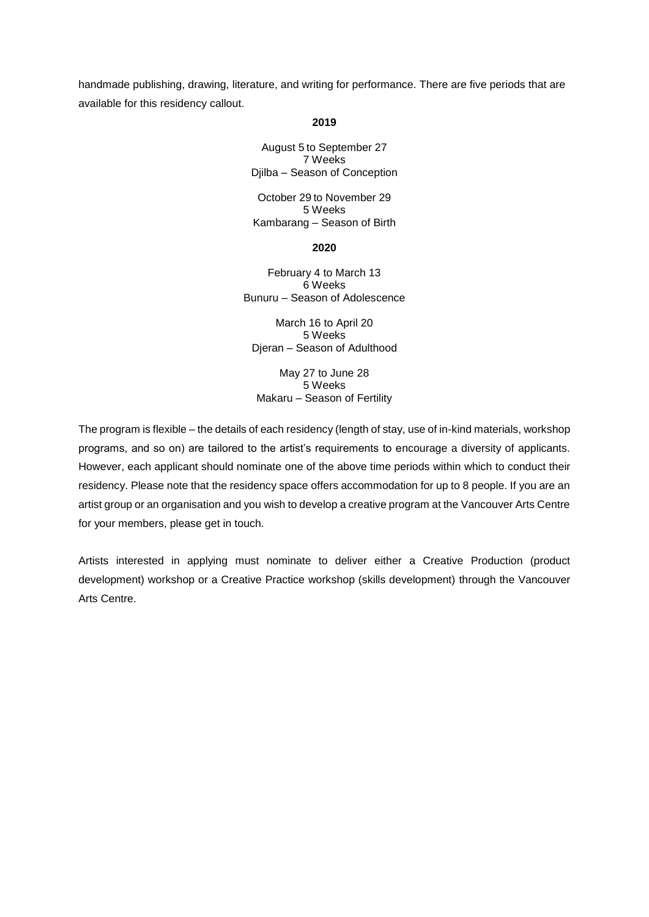handmade publishing, drawing, literature, and writing for performance. There are five periods that are available for this residency callout.

**2019**

August 5 to September 27
7 Weeks
Djilba – Season of Conception

October 29 to November 29
5 Weeks
Kambarang – Season of Birth

**2020**

February 4 to March 13
6 Weeks
Bunuru – Season of Adolescence

March 16 to April 20
5 Weeks
Djeran – Season of Adulthood

May 27 to June 28
5 Weeks
Makaru – Season of Fertility

The program is flexible – the details of each residency (length of stay, use of in-kind materials, workshop programs, and so on) are tailored to the artist's requirements to encourage a diversity of applicants. However, each applicant should nominate one of the above time periods within which to conduct their residency. Please note that the residency space offers accommodation for up to 8 people. If you are an artist group or an organisation and you wish to develop a creative program at the Vancouver Arts Centre for your members, please get in touch.

Artists interested in applying must nominate to deliver either a Creative Production (product development) workshop or a Creative Practice workshop (skills development) through the Vancouver Arts Centre.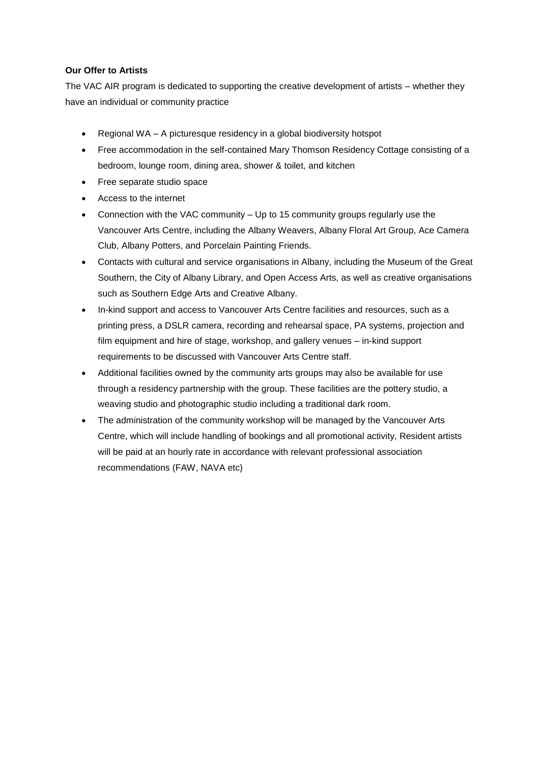**Our Offer to Artists**

The VAC AIR program is dedicated to supporting the creative development of artists – whether they have an individual or community practice

- Regional WA – A picturesque residency in a global biodiversity hotspot
- Free accommodation in the self-contained Mary Thomson Residency Cottage consisting of a bedroom, lounge room, dining area, shower & toilet, and kitchen
- Free separate studio space
- Access to the internet
- Connection with the VAC community – Up to 15 community groups regularly use the Vancouver Arts Centre, including the Albany Weavers, Albany Floral Art Group, Ace Camera Club, Albany Potters, and Porcelain Painting Friends.
- Contacts with cultural and service organisations in Albany, including the Museum of the Great Southern, the City of Albany Library, and Open Access Arts, as well as creative organisations such as Southern Edge Arts and Creative Albany.
- In-kind support and access to Vancouver Arts Centre facilities and resources, such as a printing press, a DSLR camera, recording and rehearsal space, PA systems, projection and film equipment and hire of stage, workshop, and gallery venues – in-kind support requirements to be discussed with Vancouver Arts Centre staff.
- Additional facilities owned by the community arts groups may also be available for use through a residency partnership with the group. These facilities are the pottery studio, a weaving studio and photographic studio including a traditional dark room.
- The administration of the community workshop will be managed by the Vancouver Arts Centre, which will include handling of bookings and all promotional activity, Resident artists will be paid at an hourly rate in accordance with relevant professional association recommendations (FAW, NAVA etc)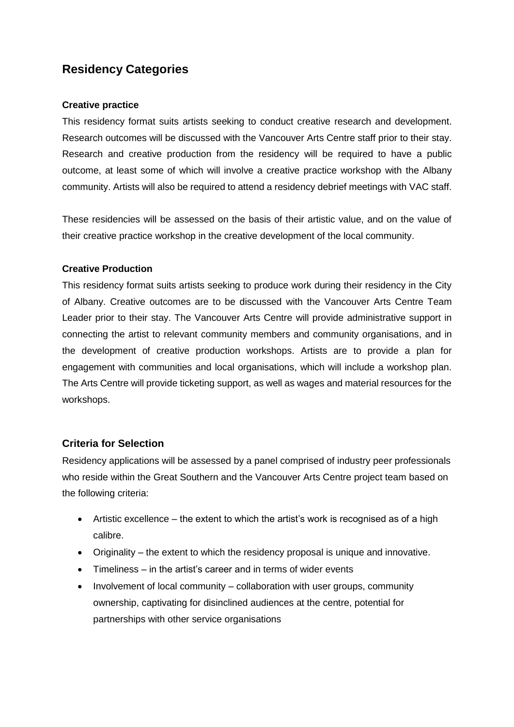## Residency Categories

### Creative practice

This residency format suits artists seeking to conduct creative research and development. Research outcomes will be discussed with the Vancouver Arts Centre staff prior to their stay. Research and creative production from the residency will be required to have a public outcome, at least some of which will involve a creative practice workshop with the Albany community. Artists will also be required to attend a residency debrief meetings with VAC staff.

These residencies will be assessed on the basis of their artistic value, and on the value of their creative practice workshop in the creative development of the local community.

### Creative Production

This residency format suits artists seeking to produce work during their residency in the City of Albany. Creative outcomes are to be discussed with the Vancouver Arts Centre Team Leader prior to their stay. The Vancouver Arts Centre will provide administrative support in connecting the artist to relevant community members and community organisations, and in the development of creative production workshops. Artists are to provide a plan for engagement with communities and local organisations, which will include a workshop plan. The Arts Centre will provide ticketing support, as well as wages and material resources for the workshops.

## Criteria for Selection

Residency applications will be assessed by a panel comprised of industry peer professionals who reside within the Great Southern and the Vancouver Arts Centre project team based on the following criteria:

- Artistic excellence – the extent to which the artist's work is recognised as of a high calibre.
- Originality – the extent to which the residency proposal is unique and innovative.
- Timeliness – in the artist's career and in terms of wider events
- Involvement of local community – collaboration with user groups, community ownership, captivating for disinclined audiences at the centre, potential for partnerships with other service organisations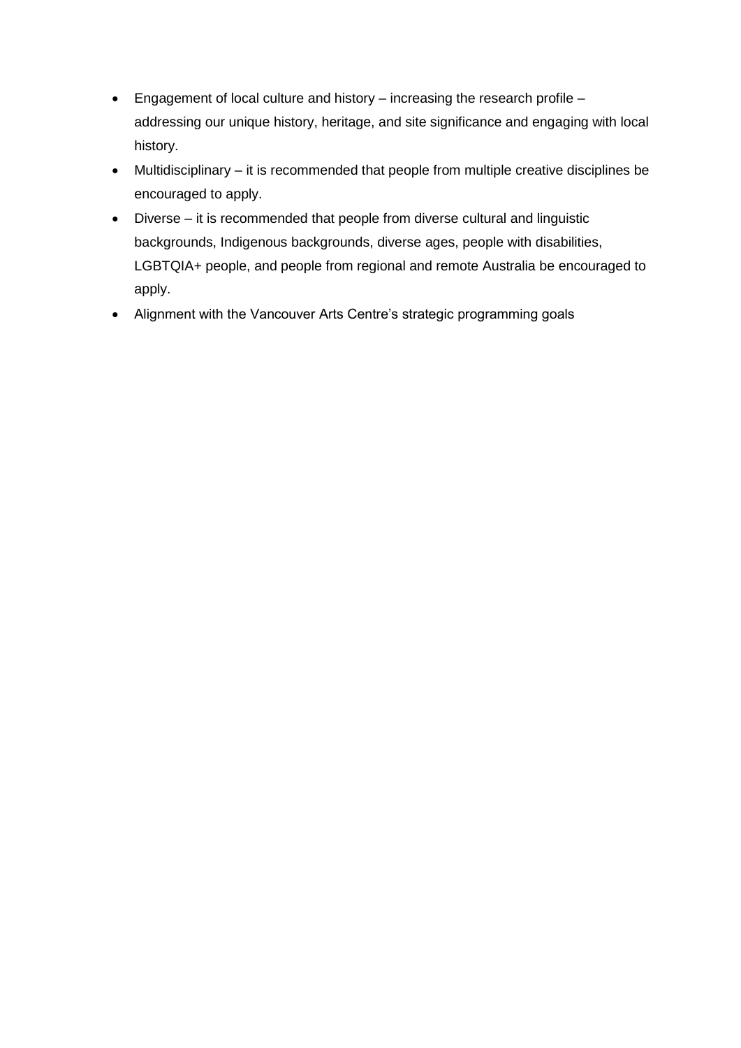- Engagement of local culture and history – increasing the research profile – addressing our unique history, heritage, and site significance and engaging with local history.
- Multidisciplinary – it is recommended that people from multiple creative disciplines be encouraged to apply.
- Diverse – it is recommended that people from diverse cultural and linguistic backgrounds, Indigenous backgrounds, diverse ages, people with disabilities, LGBTQIA+ people, and people from regional and remote Australia be encouraged to apply.
- Alignment with the Vancouver Arts Centre's strategic programming goals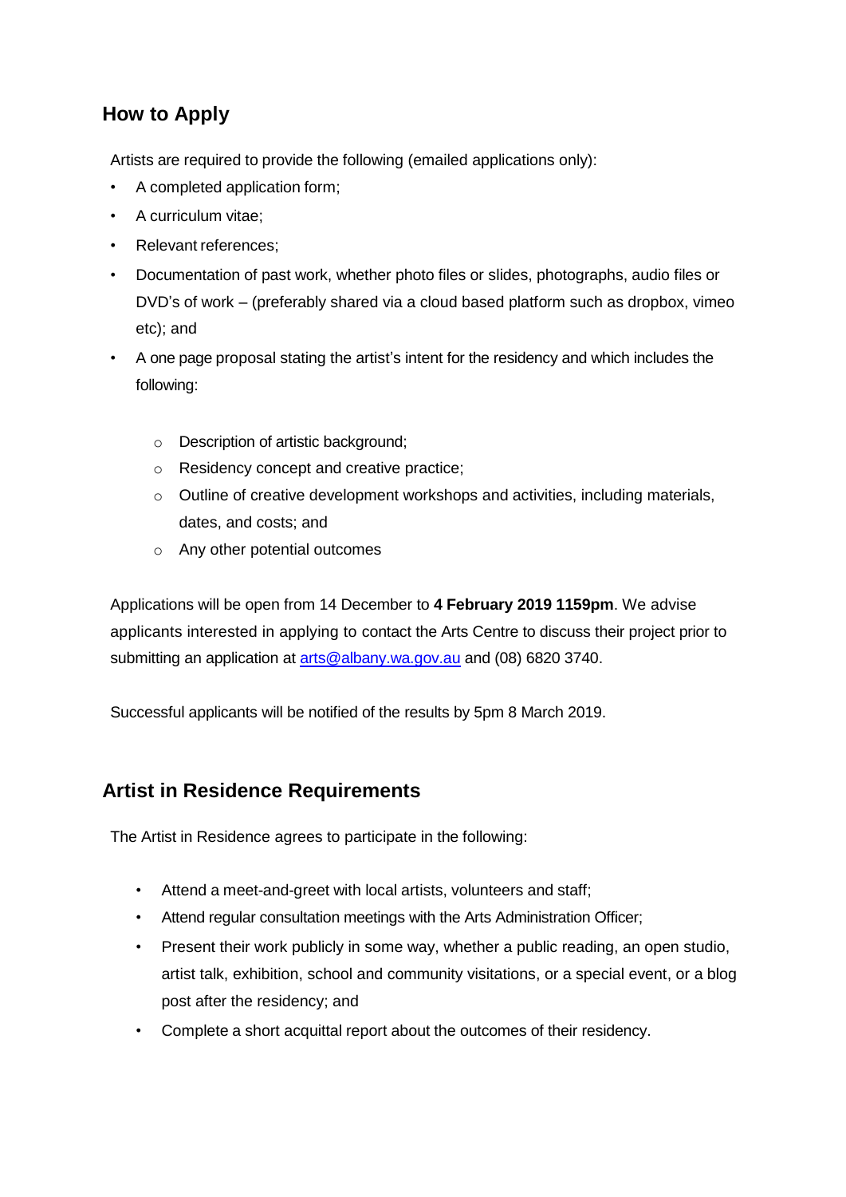## How to Apply

Artists are required to provide the following (emailed applications only):

- A completed application form;
- A curriculum vitae;
- Relevant references;
- Documentation of past work, whether photo files or slides, photographs, audio files or DVD's of work – (preferably shared via a cloud based platform such as dropbox, vimeo etc); and
- A one page proposal stating the artist's intent for the residency and which includes the following:
  - Description of artistic background;
  - Residency concept and creative practice;
  - Outline of creative development workshops and activities, including materials, dates, and costs; and
  - Any other potential outcomes

Applications will be open from 14 December to **4 February 2019 1159pm**. We advise applicants interested in applying to contact the Arts Centre to discuss their project prior to submitting an application at arts@albany.wa.gov.au and (08) 6820 3740.

Successful applicants will be notified of the results by 5pm 8 March 2019.

## Artist in Residence Requirements

The Artist in Residence agrees to participate in the following:

- Attend a meet-and-greet with local artists, volunteers and staff;
- Attend regular consultation meetings with the Arts Administration Officer;
- Present their work publicly in some way, whether a public reading, an open studio, artist talk, exhibition, school and community visitations, or a special event, or a blog post after the residency; and
- Complete a short acquittal report about the outcomes of their residency.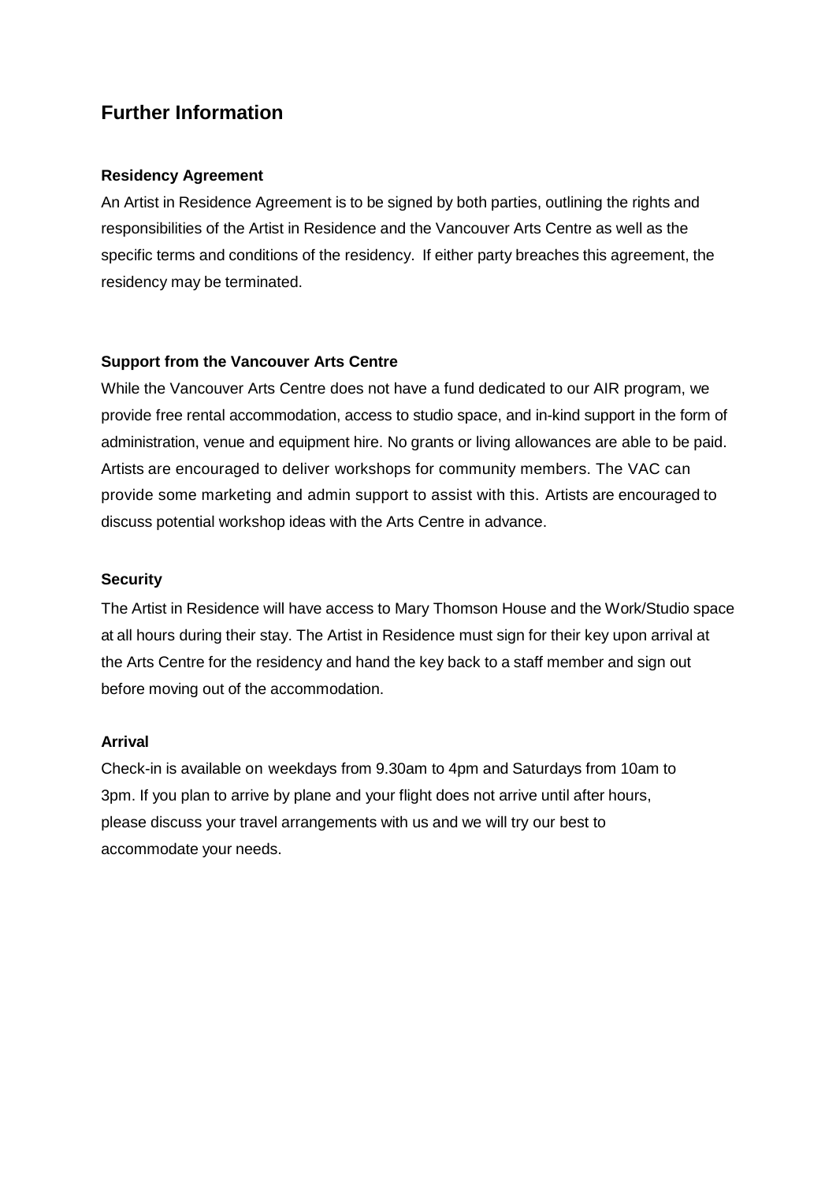## Further Information

### Residency Agreement

An Artist in Residence Agreement is to be signed by both parties, outlining the rights and responsibilities of the Artist in Residence and the Vancouver Arts Centre as well as the specific terms and conditions of the residency. If either party breaches this agreement, the residency may be terminated.

### Support from the Vancouver Arts Centre

While the Vancouver Arts Centre does not have a fund dedicated to our AIR program, we provide free rental accommodation, access to studio space, and in-kind support in the form of administration, venue and equipment hire. No grants or living allowances are able to be paid. Artists are encouraged to deliver workshops for community members. The VAC can provide some marketing and admin support to assist with this. Artists are encouraged to discuss potential workshop ideas with the Arts Centre in advance.

### Security

The Artist in Residence will have access to Mary Thomson House and the Work/Studio space at all hours during their stay. The Artist in Residence must sign for their key upon arrival at the Arts Centre for the residency and hand the key back to a staff member and sign out before moving out of the accommodation.

### Arrival

Check-in is available on weekdays from 9.30am to 4pm and Saturdays from 10am to 3pm. If you plan to arrive by plane and your flight does not arrive until after hours, please discuss your travel arrangements with us and we will try our best to accommodate your needs.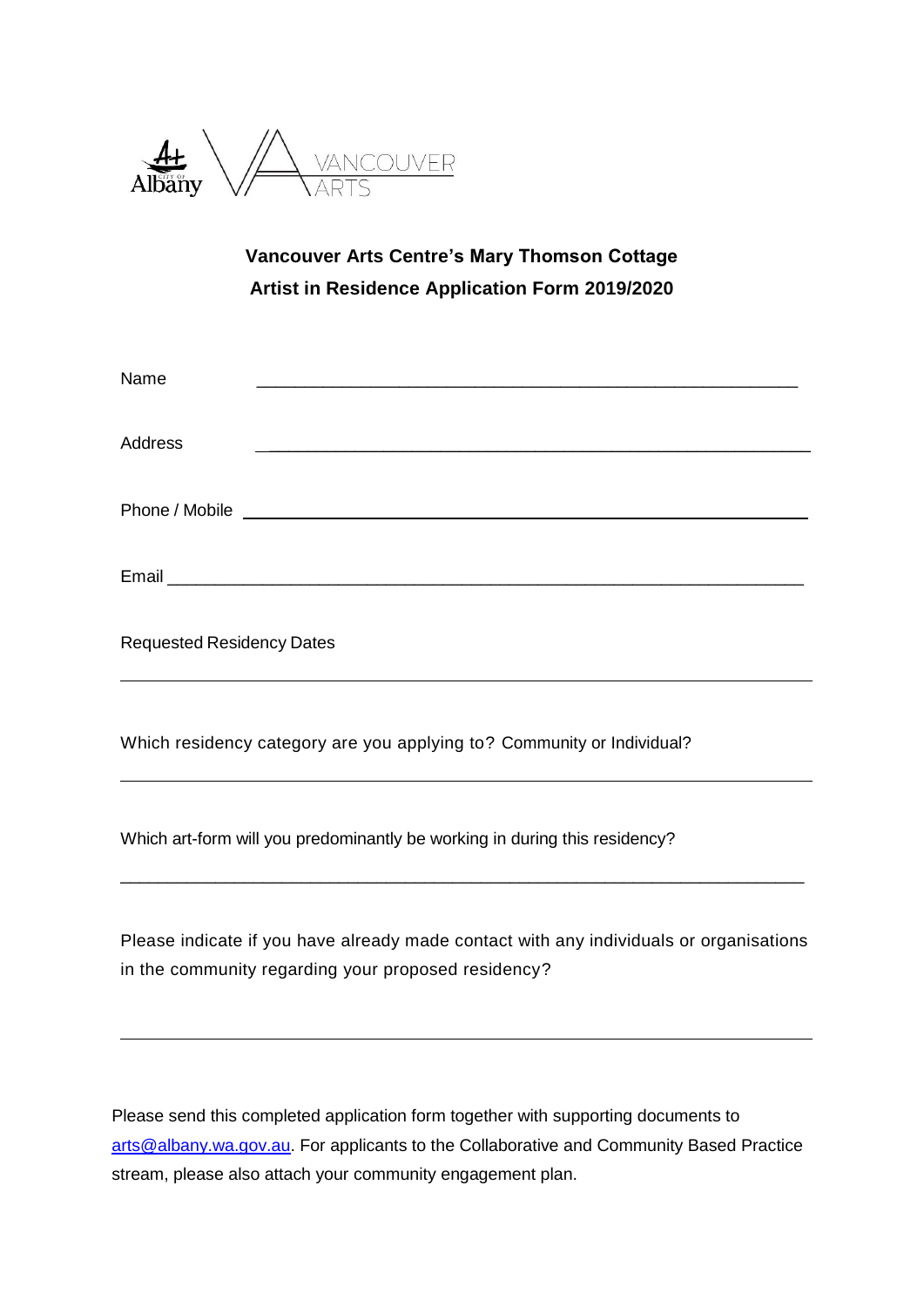## Vancouver Arts Centre's Mary Thomson Cottage

## Artist in Residence Application Form 2019/2020

Name ________________________________________________________

Address ________________________________________________________

Phone / Mobile ________________________________________________________

Email ________________________________________________________

Requested Residency Dates

________________________________________________________

Which residency category are you applying to? Community or Individual?

________________________________________________________

Which art-form will you predominantly be working in during this residency?

________________________________________________________

Please indicate if you have already made contact with any individuals or organisations in the community regarding your proposed residency?

________________________________________________________

Please send this completed application form together with supporting documents to arts@albany.wa.gov.au. For applicants to the Collaborative and Community Based Practice stream, please also attach your community engagement plan.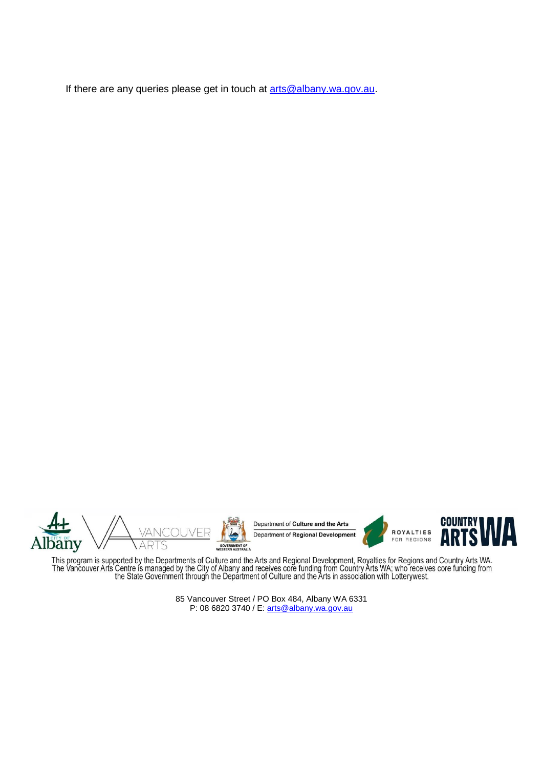If there are any queries please get in touch at arts@albany.wa.gov.au.

This program is supported by the Departments of Culture and the Arts and Regional Development, Royalties for Regions and Country Arts WA. The Vancouver Arts Centre is managed by the City of Albany and receives core funding from Country Arts WA; who receives core funding from the State Government through the Department of Culture and the Arts in association with Lotterywest.

85 Vancouver Street / PO Box 484, Albany WA 6331
P: 08 6820 3740 / E: arts@albany.wa.gov.au